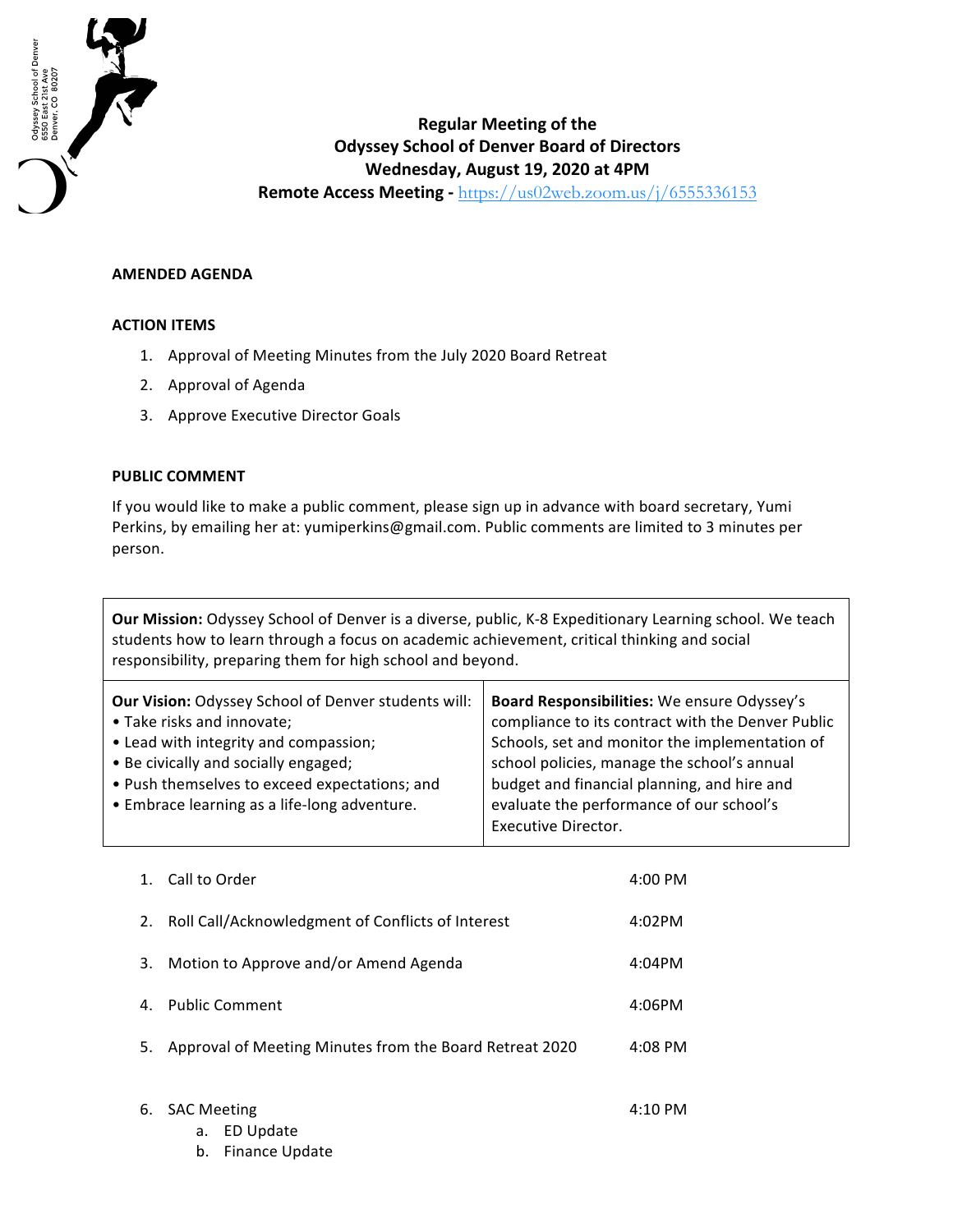Odyssey School of Denver
6550 East 21st Ave
Denver, CO 80207

**Regular Meeting of the**
**Odyssey School of Denver Board of Directors**
**Wednesday, August 19, 2020 at 4PM**
**Remote Access Meeting -** https://us02web.zoom.us/j/6555336153

**AMENDED AGENDA**

**ACTION ITEMS**

1. Approval of Meeting Minutes from the July 2020 Board Retreat
2. Approval of Agenda
3. Approve Executive Director Goals

**PUBLIC COMMENT**

If you would like to make a public comment, please sign up in advance with board secretary, Yumi Perkins, by emailing her at: yumiperkins@gmail.com. Public comments are limited to 3 minutes per person.

**Our Mission:** Odyssey School of Denver is a diverse, public, K-8 Expeditionary Learning school. We teach students how to learn through a focus on academic achievement, critical thinking and social responsibility, preparing them for high school and beyond.

**Our Vision:** Odyssey School of Denver students will:
- Take risks and innovate;
- Lead with integrity and compassion;
- Be civically and socially engaged;
- Push themselves to exceed expectations; and
- Embrace learning as a life-long adventure.

**Board Responsibilities:** We ensure Odyssey's compliance to its contract with the Denver Public Schools, set and monitor the implementation of school policies, manage the school's annual budget and financial planning, and hire and evaluate the performance of our school's Executive Director.

| | |
|---|---|
| 1. Call to Order | 4:00 PM |
| 2. Roll Call/Acknowledgment of Conflicts of Interest | 4:02PM |
| 3. Motion to Approve and/or Amend Agenda | 4:04PM |
| 4. Public Comment | 4:06PM |
| 5. Approval of Meeting Minutes from the Board Retreat 2020 | 4:08 PM |
| 6. SAC Meeting<br>a. ED Update<br>b. Finance Update | 4:10 PM |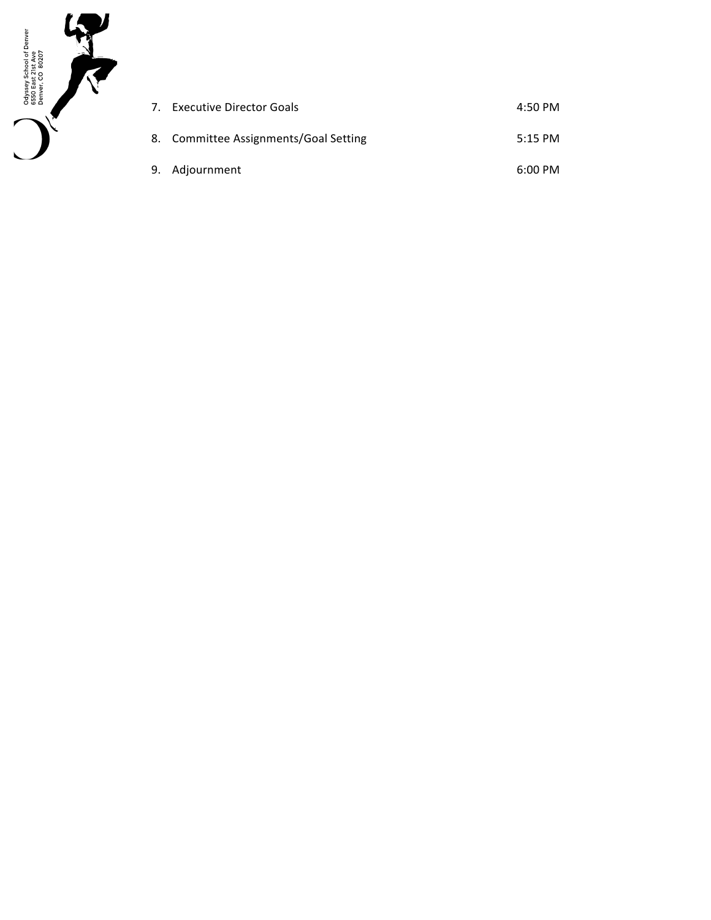7. Executive Director Goals 4:50 PM

8. Committee Assignments/Goal Setting 5:15 PM

9. Adjournment 6:00 PM